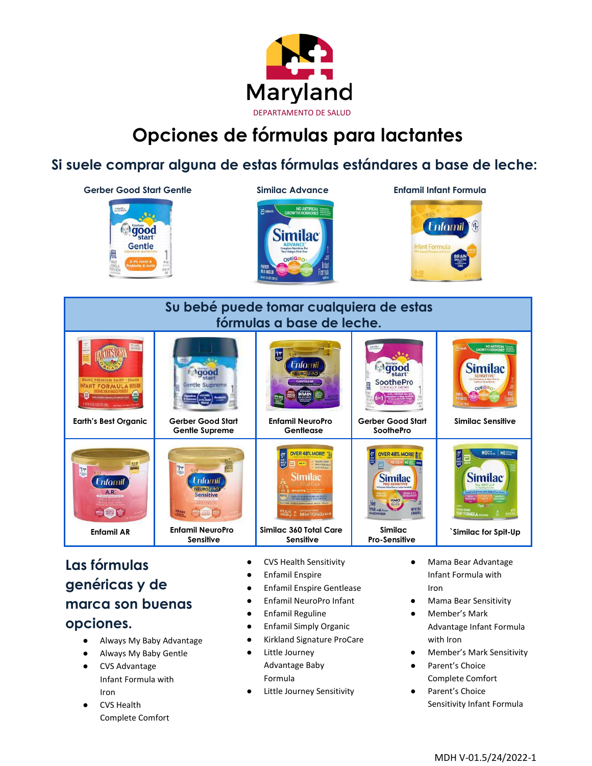Maryland

DEPARTAMENTO DE SALUD

# Opciones de fórmulas para lactantes

## Si suele comprar alguna de estas fórmulas estándares a base de leche:

**Gerber Good Start Gentle** | **Similac Advance** | **Enfamil Infant Formula**

| Su bebé puede tomar cualquiera de estas fórmulas a base de leche. | | | | |
|---|---|---|---|---|
| Earth's Best Organic | Gerber Good Start Gentle Supreme | Enfamil NeuroPro Gentlease | Gerber Good Start SoothePro | Similac Sensitive |
| Enfamil AR | Enfamil NeuroPro Sensitive | Similac 360 Total Care Sensitive | Similac Pro-Sensitive | `Similac for Spit-Up |

## Las fórmulas genéricas y de marca son buenas opciones.

- Always My Baby Advantage
- Always My Baby Gentle
- CVS Advantage Infant Formula with Iron
- CVS Health Complete Comfort
- CVS Health Sensitivity
- Enfamil Enspire
- Enfamil Enspire Gentlease
- Enfamil NeuroPro Infant
- Enfamil Reguline
- Enfamil Simply Organic
- Kirkland Signature ProCare
- Little Journey Advantage Baby Formula
- Little Journey Sensitivity
- Mama Bear Advantage Infant Formula with Iron
- Mama Bear Sensitivity
- Member's Mark Advantage Infant Formula with Iron
- Member's Mark Sensitivity
- Parent's Choice Complete Comfort
- Parent's Choice Sensitivity Infant Formula

MDH V-01.5/24/2022-1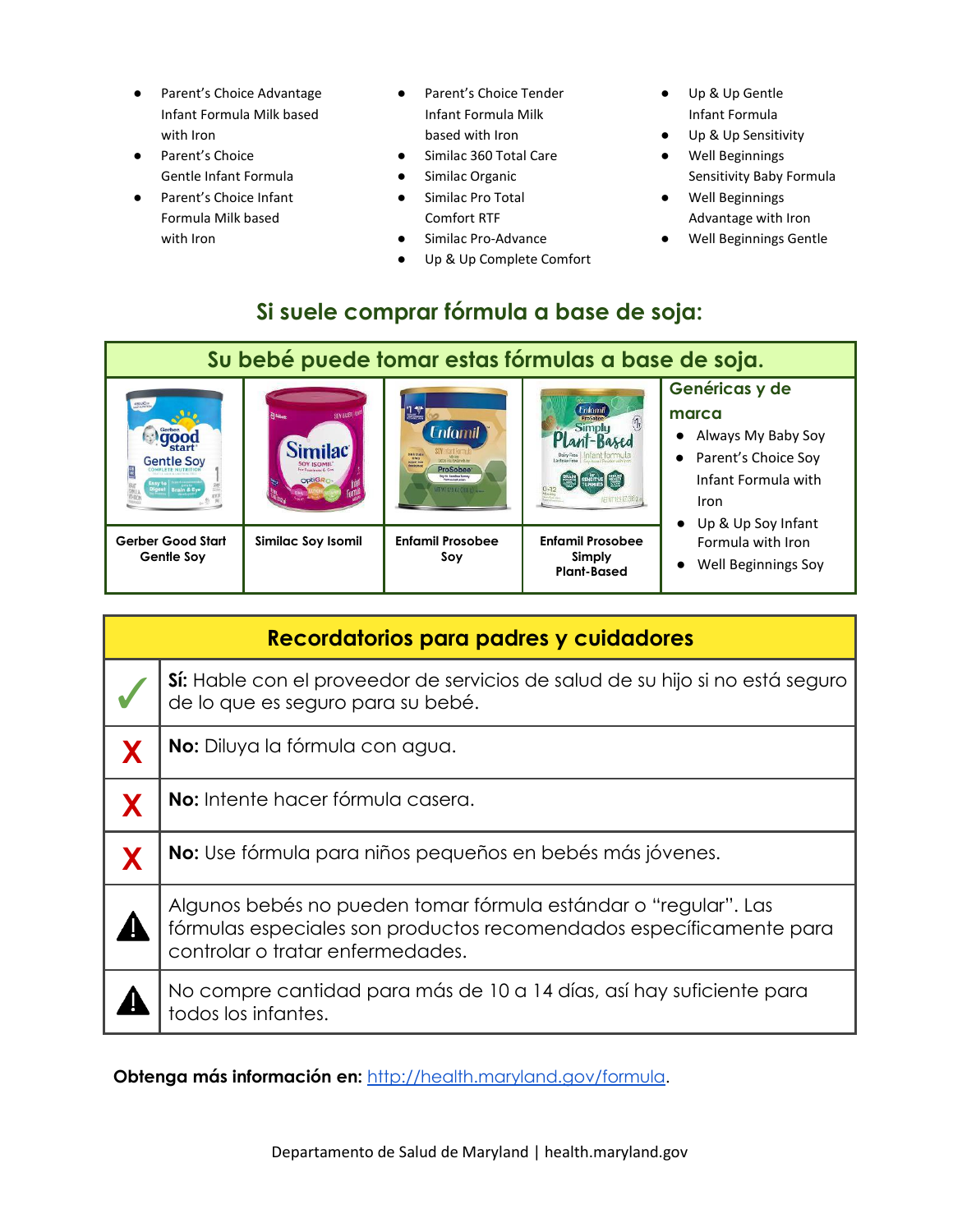- Parent's Choice Advantage Infant Formula Milk based with Iron
- Parent's Choice Gentle Infant Formula
- Parent's Choice Infant Formula Milk based with Iron
- Parent's Choice Tender Infant Formula Milk based with Iron
- Similac 360 Total Care
- Similac Organic
- Similac Pro Total Comfort RTF
- Similac Pro-Advance
- Up & Up Complete Comfort
- Up & Up Gentle Infant Formula
- Up & Up Sensitivity
- Well Beginnings Sensitivity Baby Formula
- Well Beginnings Advantage with Iron
- Well Beginnings Gentle

## Si suele comprar fórmula a base de soja:

| Su bebé puede tomar estas fórmulas a base de soja. | | | | |
|---|---|---|---|---|
| Gerber Good Start Gentle Soy | Similac Soy Isomil | Enfamil Prosobee Soy | Enfamil Prosobee Simply Plant-Based | **Genéricas y de marca**<br>• Always My Baby Soy<br>• Parent's Choice Soy Infant Formula with Iron<br>• Up & Up Soy Infant Formula with Iron<br>• Well Beginnings Soy |

| Recordatorios para padres y cuidadores | |
|---|---|
| ✓ | **Sí:** Hable con el proveedor de servicios de salud de su hijo si no está seguro de lo que es seguro para su bebé. |
| X | **No:** Diluya la fórmula con agua. |
| X | **No:** Intente hacer fórmula casera. |
| X | **No:** Use fórmula para niños pequeños en bebés más jóvenes. |
| ⚠ | Algunos bebés no pueden tomar fórmula estándar o "regular". Las fórmulas especiales son productos recomendados específicamente para controlar o tratar enfermedades. |
| ⚠ | No compre cantidad para más de 10 a 14 días, así hay suficiente para todos los infantes. |

**Obtenga más información en:** http://health.maryland.gov/formula.

Departamento de Salud de Maryland | health.maryland.gov